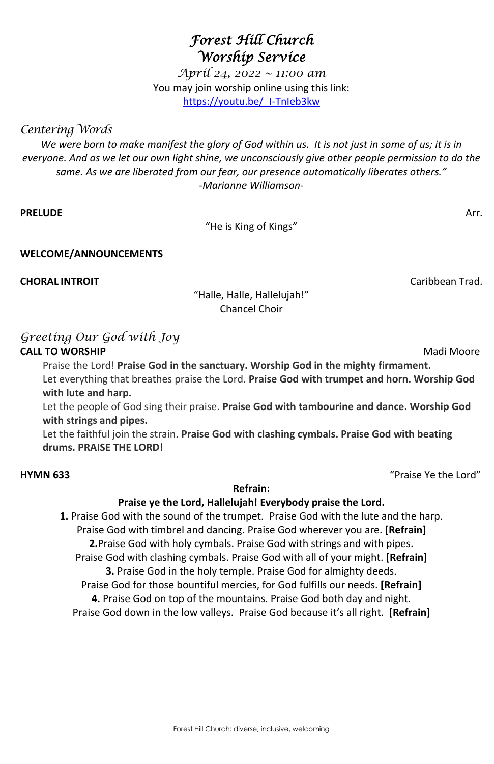# *Forest Hill Church Worship Service*

*April 24, 2022 ~ 11:00 am*

You may join worship online using this link:
https://youtu.be/_I-TnIeb3kw

## *Centering Words*

*We were born to make manifest the glory of God within us. It is not just in some of us; it is in everyone. And as we let our own light shine, we unconsciously give other people permission to do the same. As we are liberated from our fear, our presence automatically liberates others."*
*-Marianne Williamson-*

**PRELUDE** Arr.

"He is King of Kings"

**WELCOME/ANNOUNCEMENTS**

**CHORAL INTROIT** Caribbean Trad.

"Halle, Halle, Hallelujah!"
Chancel Choir

## *Greeting Our God with Joy*

**CALL TO WORSHIP** Madi Moore

Praise the Lord! **Praise God in the sanctuary. Worship God in the mighty firmament.**

Let everything that breathes praise the Lord. **Praise God with trumpet and horn. Worship God with lute and harp.**

Let the people of God sing their praise. **Praise God with tambourine and dance. Worship God with strings and pipes.**

Let the faithful join the strain. **Praise God with clashing cymbals. Praise God with beating drums. PRAISE THE LORD!**

**HYMN 633** "Praise Ye the Lord"

**Refrain:**
**Praise ye the Lord, Hallelujah! Everybody praise the Lord.**

**1.** Praise God with the sound of the trumpet. Praise God with the lute and the harp.
Praise God with timbrel and dancing. Praise God wherever you are. **[Refrain]**

**2.**Praise God with holy cymbals. Praise God with strings and with pipes.
Praise God with clashing cymbals. Praise God with all of your might. **[Refrain]**

**3.** Praise God in the holy temple. Praise God for almighty deeds.
Praise God for those bountiful mercies, for God fulfills our needs. **[Refrain]**

**4.** Praise God on top of the mountains. Praise God both day and night.
Praise God down in the low valleys. Praise God because it's all right. **[Refrain]**

Forest Hill Church: diverse, inclusive, welcoming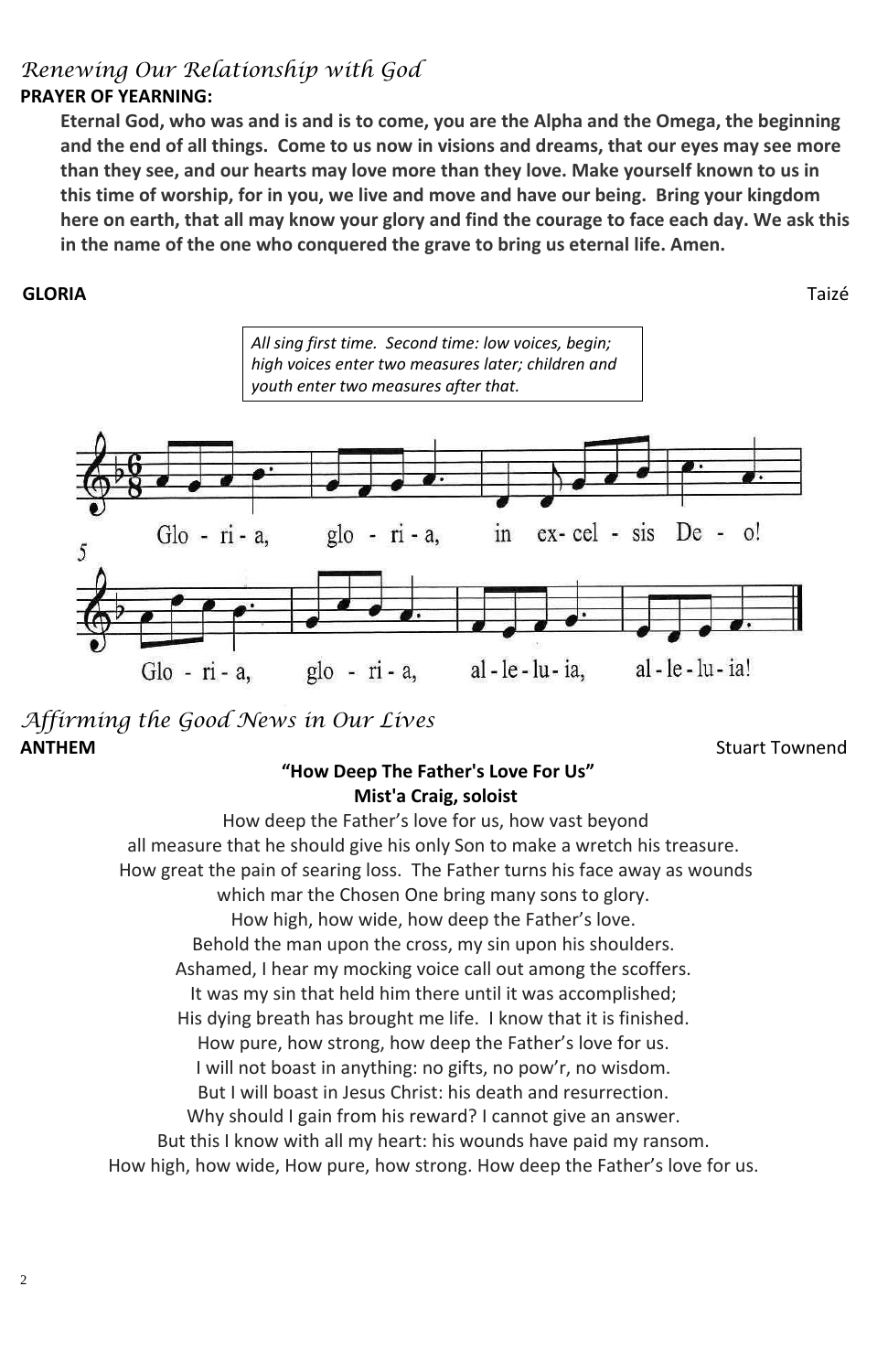## *Renewing Our Relationship with God*

**PRAYER OF YEARNING:**

**Eternal God, who was and is and is to come, you are the Alpha and the Omega, the beginning and the end of all things. Come to us now in visions and dreams, that our eyes may see more than they see, and our hearts may love more than they love. Make yourself known to us in this time of worship, for in you, we live and move and have our being. Bring your kingdom here on earth, that all may know your glory and find the courage to face each day. We ask this in the name of the one who conquered the grave to bring us eternal life. Amen.**

**GLORIA** Taizé

*All sing first time. Second time: low voices, begin; high voices enter two measures later; children and youth enter two measures after that.*

Glo - ri - a, glo - ri - a, in ex- cel - sis De - o!

Glo - ri - a, glo - ri - a, al - le - lu - ia, al - le - lu - ia!

## *Affirming the Good News in Our Lives*

**ANTHEM** Stuart Townend

**"How Deep The Father's Love For Us"**
**Mist'a Craig, soloist**

How deep the Father's love for us, how vast beyond
all measure that he should give his only Son to make a wretch his treasure.
How great the pain of searing loss. The Father turns his face away as wounds
which mar the Chosen One bring many sons to glory.
How high, how wide, how deep the Father's love.
Behold the man upon the cross, my sin upon his shoulders.
Ashamed, I hear my mocking voice call out among the scoffers.
It was my sin that held him there until it was accomplished;
His dying breath has brought me life. I know that it is finished.
How pure, how strong, how deep the Father's love for us.
I will not boast in anything: no gifts, no pow'r, no wisdom.
But I will boast in Jesus Christ: his death and resurrection.
Why should I gain from his reward? I cannot give an answer.
But this I know with all my heart: his wounds have paid my ransom.
How high, how wide, How pure, how strong. How deep the Father's love for us.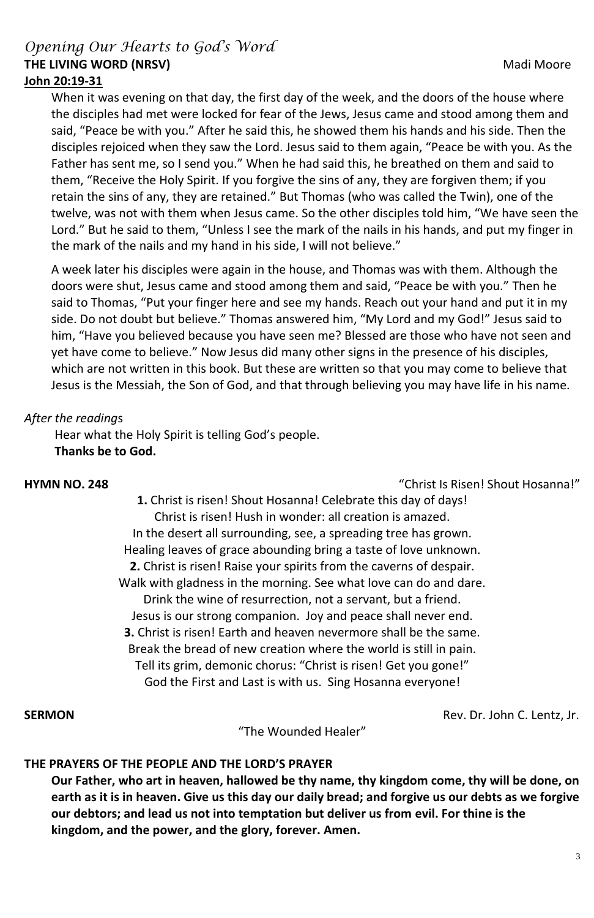## *Opening Our Hearts to God's Word*

**THE LIVING WORD (NRSV)** Madi Moore

**John 20:19-31**

When it was evening on that day, the first day of the week, and the doors of the house where the disciples had met were locked for fear of the Jews, Jesus came and stood among them and said, "Peace be with you." After he said this, he showed them his hands and his side. Then the disciples rejoiced when they saw the Lord. Jesus said to them again, "Peace be with you. As the Father has sent me, so I send you." When he had said this, he breathed on them and said to them, "Receive the Holy Spirit. If you forgive the sins of any, they are forgiven them; if you retain the sins of any, they are retained." But Thomas (who was called the Twin), one of the twelve, was not with them when Jesus came. So the other disciples told him, "We have seen the Lord." But he said to them, "Unless I see the mark of the nails in his hands, and put my finger in the mark of the nails and my hand in his side, I will not believe."

A week later his disciples were again in the house, and Thomas was with them. Although the doors were shut, Jesus came and stood among them and said, "Peace be with you." Then he said to Thomas, "Put your finger here and see my hands. Reach out your hand and put it in my side. Do not doubt but believe." Thomas answered him, "My Lord and my God!" Jesus said to him, "Have you believed because you have seen me? Blessed are those who have not seen and yet have come to believe." Now Jesus did many other signs in the presence of his disciples, which are not written in this book. But these are written so that you may come to believe that Jesus is the Messiah, the Son of God, and that through believing you may have life in his name.

*After the readings*

Hear what the Holy Spirit is telling God's people.
**Thanks be to God.**

**HYMN NO. 248** "Christ Is Risen! Shout Hosanna!"

**1.** Christ is risen! Shout Hosanna! Celebrate this day of days!
Christ is risen! Hush in wonder: all creation is amazed.
In the desert all surrounding, see, a spreading tree has grown.
Healing leaves of grace abounding bring a taste of love unknown.
**2.** Christ is risen! Raise your spirits from the caverns of despair.
Walk with gladness in the morning. See what love can do and dare.
Drink the wine of resurrection, not a servant, but a friend.
Jesus is our strong companion. Joy and peace shall never end.
**3.** Christ is risen! Earth and heaven nevermore shall be the same.
Break the bread of new creation where the world is still in pain.
Tell its grim, demonic chorus: "Christ is risen! Get you gone!"
God the First and Last is with us. Sing Hosanna everyone!

**SERMON** Rev. Dr. John C. Lentz, Jr.

"The Wounded Healer"

**THE PRAYERS OF THE PEOPLE AND THE LORD'S PRAYER**

**Our Father, who art in heaven, hallowed be thy name, thy kingdom come, thy will be done, on earth as it is in heaven. Give us this day our daily bread; and forgive us our debts as we forgive our debtors; and lead us not into temptation but deliver us from evil. For thine is the kingdom, and the power, and the glory, forever. Amen.**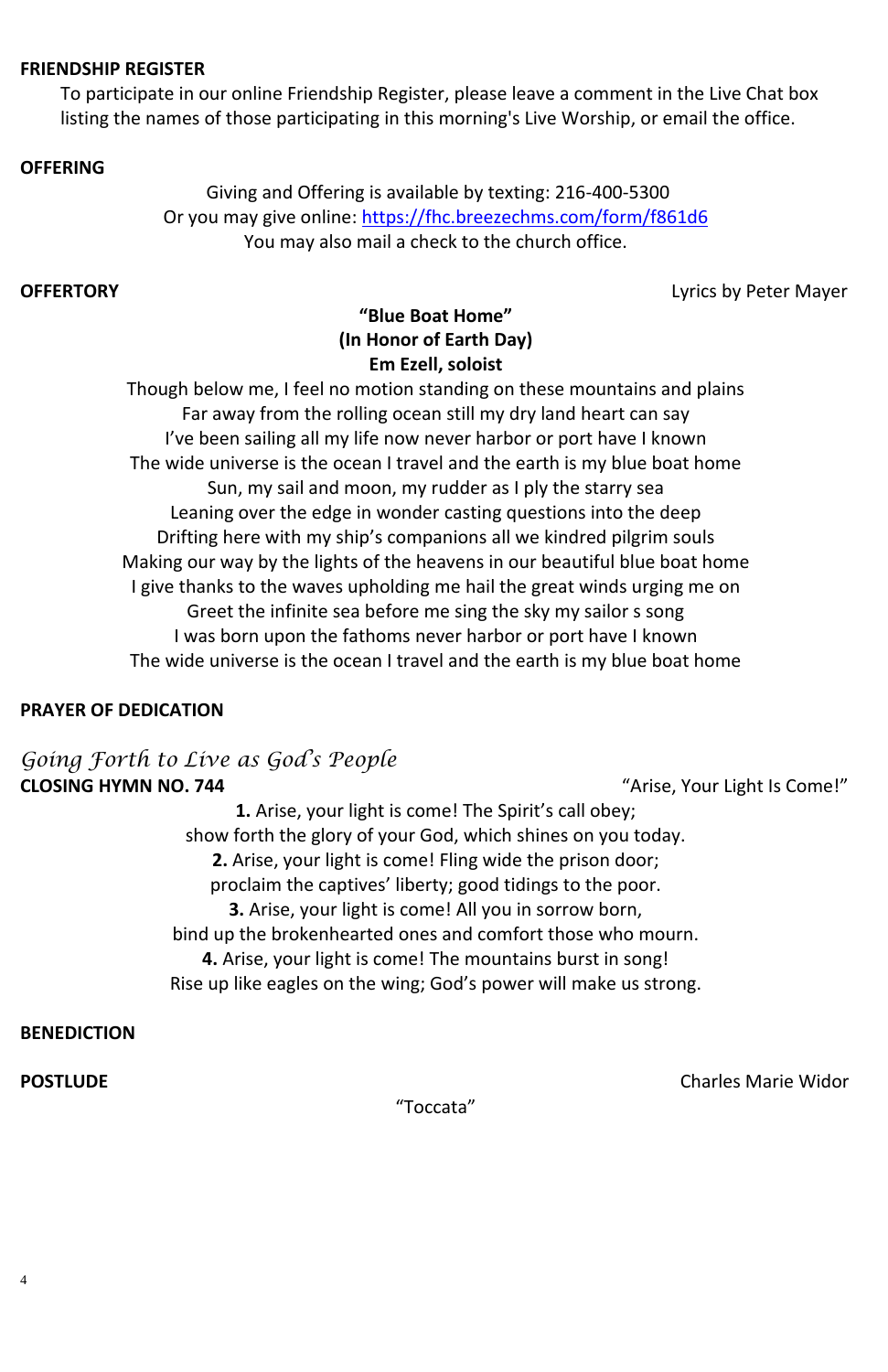**FRIENDSHIP REGISTER**

To participate in our online Friendship Register, please leave a comment in the Live Chat box listing the names of those participating in this morning's Live Worship, or email the office.

**OFFERING**

Giving and Offering is available by texting: 216-400-5300
Or you may give online: https://fhc.breezechms.com/form/f861d6
You may also mail a check to the church office.

**OFFERTORY** Lyrics by Peter Mayer

**"Blue Boat Home"**
**(In Honor of Earth Day)**
**Em Ezell, soloist**

Though below me, I feel no motion standing on these mountains and plains
Far away from the rolling ocean still my dry land heart can say
I've been sailing all my life now never harbor or port have I known
The wide universe is the ocean I travel and the earth is my blue boat home
Sun, my sail and moon, my rudder as I ply the starry sea
Leaning over the edge in wonder casting questions into the deep
Drifting here with my ship's companions all we kindred pilgrim souls
Making our way by the lights of the heavens in our beautiful blue boat home
I give thanks to the waves upholding me hail the great winds urging me on
Greet the infinite sea before me sing the sky my sailor s song
I was born upon the fathoms never harbor or port have I known
The wide universe is the ocean I travel and the earth is my blue boat home

**PRAYER OF DEDICATION**

## *Going Forth to Live as God's People*

**CLOSING HYMN NO. 744** "Arise, Your Light Is Come!"

**1.** Arise, your light is come! The Spirit's call obey;
show forth the glory of your God, which shines on you today.
**2.** Arise, your light is come! Fling wide the prison door;
proclaim the captives' liberty; good tidings to the poor.
**3.** Arise, your light is come! All you in sorrow born,
bind up the brokenhearted ones and comfort those who mourn.
**4.** Arise, your light is come! The mountains burst in song!
Rise up like eagles on the wing; God's power will make us strong.

**BENEDICTION**

**POSTLUDE** Charles Marie Widor

"Toccata"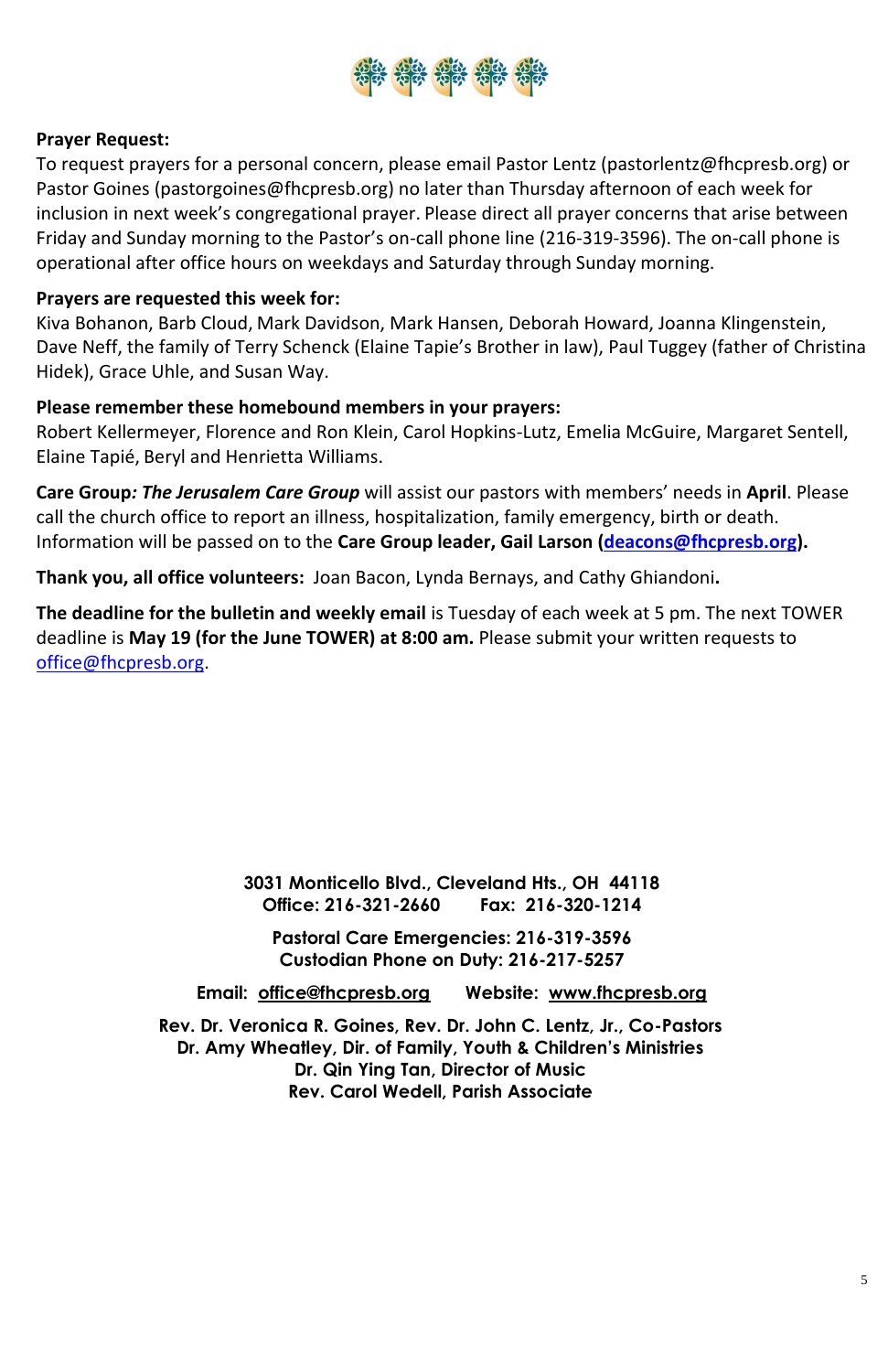**Prayer Request:**
To request prayers for a personal concern, please email Pastor Lentz (pastorlentz@fhcpresb.org) or Pastor Goines (pastorgoines@fhcpresb.org) no later than Thursday afternoon of each week for inclusion in next week's congregational prayer. Please direct all prayer concerns that arise between Friday and Sunday morning to the Pastor's on-call phone line (216-319-3596). The on-call phone is operational after office hours on weekdays and Saturday through Sunday morning.

**Prayers are requested this week for:**
Kiva Bohanon, Barb Cloud, Mark Davidson, Mark Hansen, Deborah Howard, Joanna Klingenstein, Dave Neff, the family of Terry Schenck (Elaine Tapie's Brother in law), Paul Tuggey (father of Christina Hidek), Grace Uhle, and Susan Way.

**Please remember these homebound members in your prayers:**
Robert Kellermeyer, Florence and Ron Klein, Carol Hopkins-Lutz, Emelia McGuire, Margaret Sentell, Elaine Tapié, Beryl and Henrietta Williams.

**Care Group*: The Jerusalem Care Group*** will assist our pastors with members' needs in **April**. Please call the church office to report an illness, hospitalization, family emergency, birth or death. Information will be passed on to the **Care Group leader, Gail Larson (deacons@fhcpresb.org).**

**Thank you, all office volunteers:** Joan Bacon, Lynda Bernays, and Cathy Ghiandoni**.**

**The deadline for the bulletin and weekly email** is Tuesday of each week at 5 pm. The next TOWER deadline is **May 19 (for the June TOWER) at 8:00 am.** Please submit your written requests to office@fhcpresb.org.

**3031 Monticello Blvd., Cleveland Hts., OH 44118**
**Office: 216-321-2660 Fax: 216-320-1214**

**Pastoral Care Emergencies: 216-319-3596**
**Custodian Phone on Duty: 216-217-5257**

**Email: office@fhcpresb.org Website: www.fhcpresb.org**

**Rev. Dr. Veronica R. Goines, Rev. Dr. John C. Lentz, Jr., Co-Pastors**
**Dr. Amy Wheatley, Dir. of Family, Youth & Children's Ministries**
**Dr. Qin Ying Tan, Director of Music**
**Rev. Carol Wedell, Parish Associate**